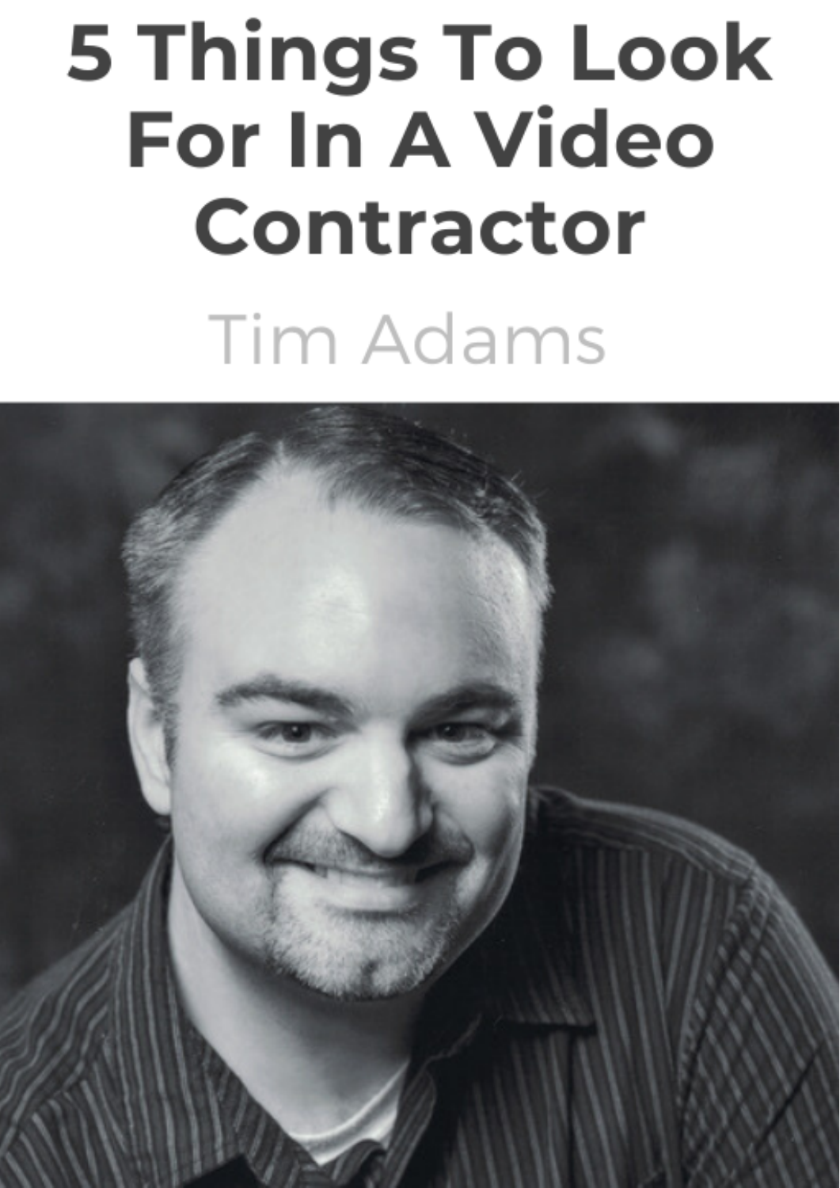# 5 Things To Look For In A Video Contractor

Tim Adams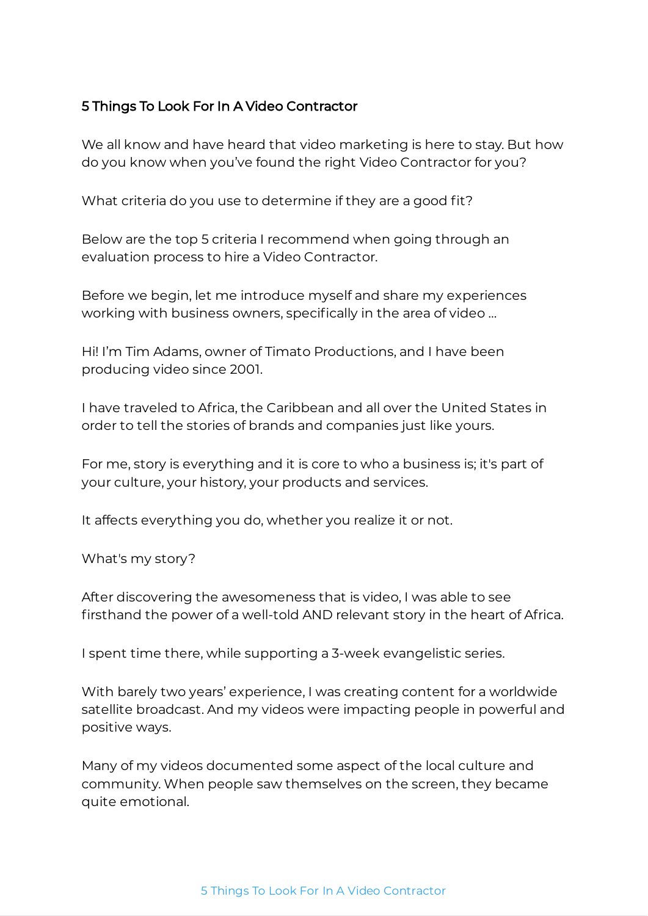## 5 Things To Look For In A Video Contractor

We all know and have heard that video marketing is here to stay. But how do you know when you've found the right Video Contractor for you?

What criteria do you use to determine if they are a good fit?

Below are the top 5 criteria I recommend when going through an evaluation process to hire a Video Contractor.

Before we begin, let me introduce myself and share my experiences working with business owners, specifically in the area of video ...

Hi! I'm Tim Adams, owner of Timato Productions, and I have been producing video since 2001.

I have traveled to Africa, the Caribbean and all over the United States in order to tell the stories of brands and companies just like yours.

For me, story is everything and it is core to who a business is; it's part of your culture, your history, your products and services.

It affects everything you do, whether you realize it or not.

What's my story?

After discovering the awesomeness that is video, I was able to see firsthand the power of a well-told AND relevant story in the heart of Africa.

I spent time there, while supporting a 3-week evangelistic series.

With barely two years' experience, I was creating content for a worldwide satellite broadcast. And my videos were impacting people in powerful and positive ways.

Many of my videos documented some aspect of the local culture and community. When people saw themselves on the screen, they became quite emotional.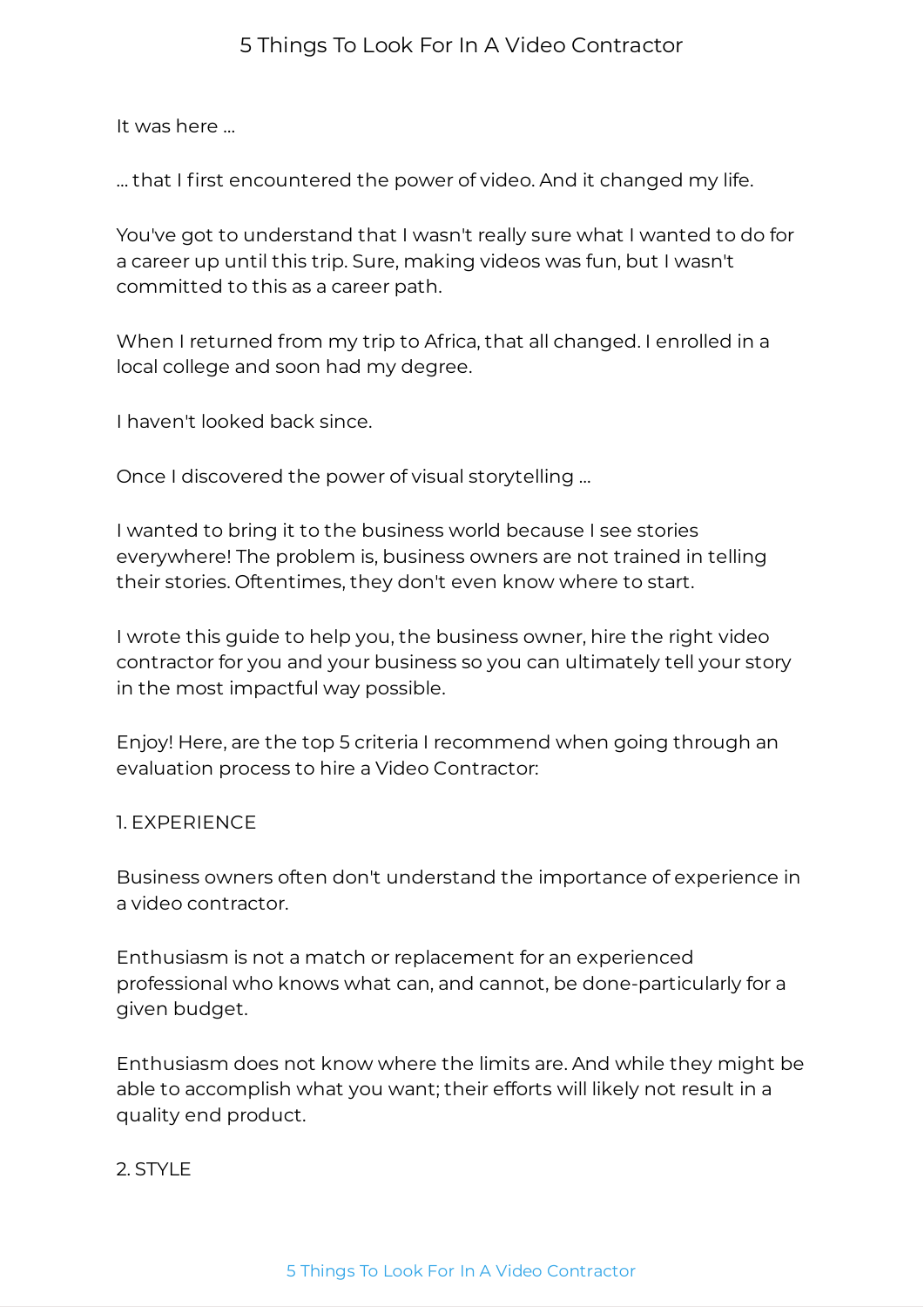It was here ...

... that I first encountered the power of video. And it changed my life.

You've got to understand that I wasn't really sure what I wanted to do for a career up until this trip. Sure, making videos was fun, but I wasn't committed to this as a career path.

When I returned from my trip to Africa, that all changed. I enrolled in a local college and soon had my degree.

I haven't looked back since.

Once I discovered the power of visual storytelling ...

I wanted to bring it to the business world because I see stories everywhere! The problem is, business owners are not trained in telling their stories. Oftentimes, they don't even know where to start.

I wrote this guide to help you, the business owner, hire the right video contractor for you and your business so you can ultimately tell your story in the most impactful way possible.

Enjoy! Here, are the top 5 criteria I recommend when going through an evaluation process to hire a Video Contractor:

## 1. EXPERIENCE

Business owners often don't understand the importance of experience in a video contractor.

Enthusiasm is not a match or replacement for an experienced professional who knows what can, and cannot, be done-particularly for a given budget.

Enthusiasm does not know where the limits are. And while they might be able to accomplish what you want; their efforts will likely not result in a quality end product.

## 2. STYLE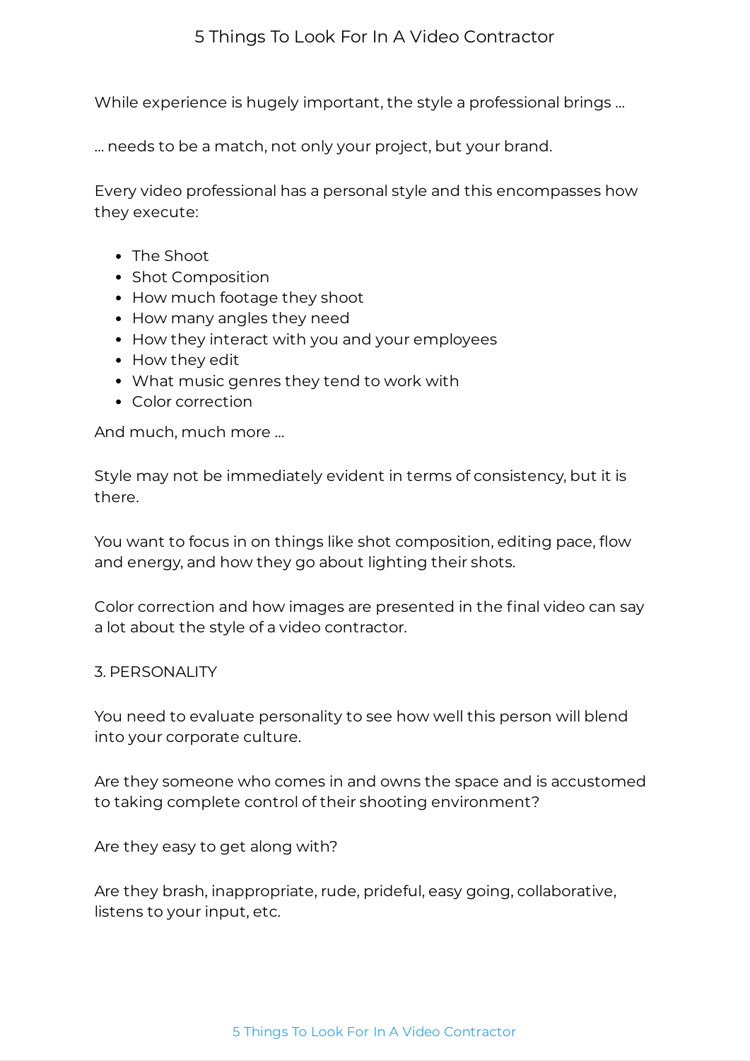While experience is hugely important, the style a professional brings ...

... needs to be a match, not only your project, but your brand.

Every video professional has a personal style and this encompasses how they execute:

- The Shoot
- Shot Composition
- How much footage they shoot
- How many angles they need
- How they interact with you and your employees
- How they edit
- What music genres they tend to work with
- Color correction

And much, much more ...

Style may not be immediately evident in terms of consistency, but it is there.

You want to focus in on things like shot composition, editing pace, flow and energy, and how they go about lighting their shots.

Color correction and how images are presented in the final video can say a lot about the style of a video contractor.

## 3. PERSONALITY

You need to evaluate personality to see how well this person will blend into your corporate culture.

Are they someone who comes in and owns the space and is accustomed to taking complete control of their shooting environment?

Are they easy to get along with?

Are they brash, inappropriate, rude, prideful, easy going, collaborative, listens to your input, etc.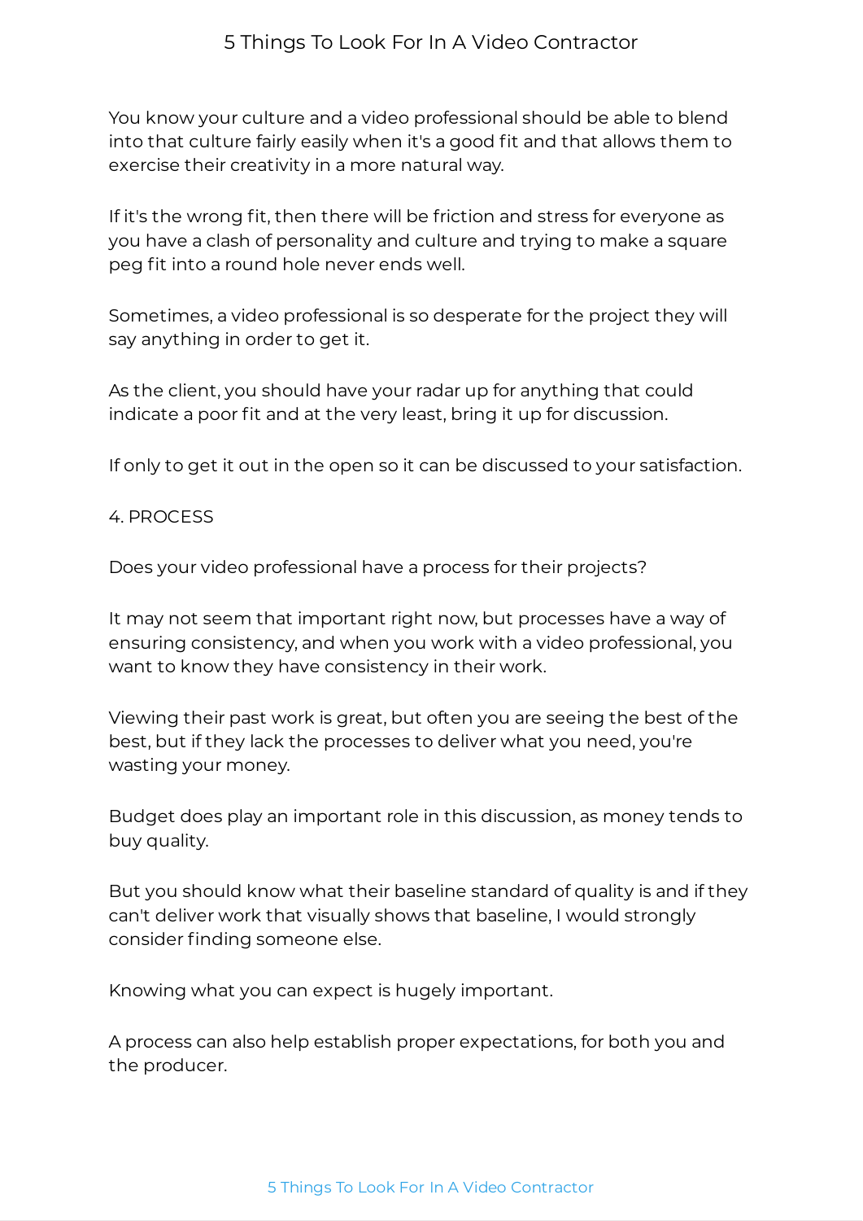You know your culture and a video professional should be able to blend into that culture fairly easily when it's a good fit and that allows them to exercise their creativity in a more natural way.

If it's the wrong fit, then there will be friction and stress for everyone as you have a clash of personality and culture and trying to make a square peg fit into a round hole never ends well.

Sometimes, a video professional is so desperate for the project they will say anything in order to get it.

As the client, you should have your radar up for anything that could indicate a poor fit and at the very least, bring it up for discussion.

If only to get it out in the open so it can be discussed to your satisfaction.

## 4. PROCESS

Does your video professional have a process for their projects?

It may not seem that important right now, but processes have a way of ensuring consistency, and when you work with a video professional, you want to know they have consistency in their work.

Viewing their past work is great, but often you are seeing the best of the best, but if they lack the processes to deliver what you need, you're wasting your money.

Budget does play an important role in this discussion, as money tends to buy quality.

But you should know what their baseline standard of quality is and if they can't deliver work that visually shows that baseline, I would strongly consider finding someone else.

Knowing what you can expect is hugely important.

A process can also help establish proper expectations, for both you and the producer.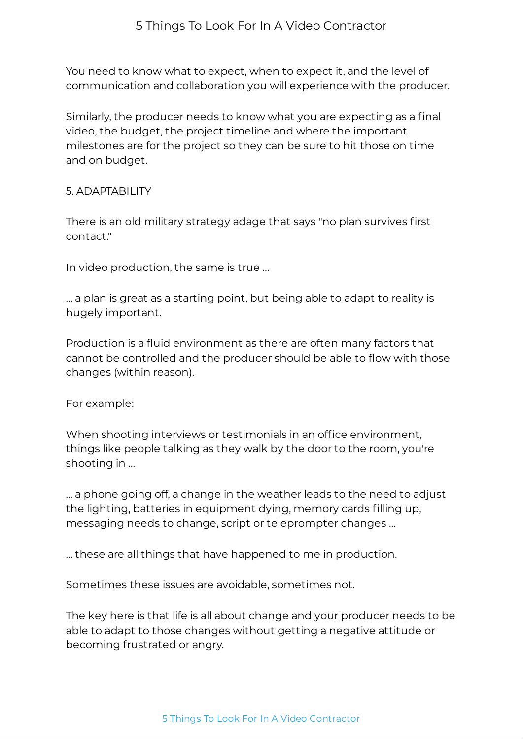You need to know what to expect, when to expect it, and the level of communication and collaboration you will experience with the producer.

Similarly, the producer needs to know what you are expecting as a final video, the budget, the project timeline and where the important milestones are for the project so they can be sure to hit those on time and on budget.

## 5. ADAPTABILITY

There is an old military strategy adage that says "no plan survives first contact."

In video production, the same is true ...

... a plan is great as a starting point, but being able to adapt to reality is hugely important.

Production is a fluid environment as there are often many factors that cannot be controlled and the producer should be able to flow with those changes (within reason).

For example:

When shooting interviews or testimonials in an office environment, things like people talking as they walk by the door to the room, you're shooting in ...

... a phone going off, a change in the weather leads to the need to adjust the lighting, batteries in equipment dying, memory cards filling up, messaging needs to change, script or teleprompter changes ...

... these are all things that have happened to me in production.

Sometimes these issues are avoidable, sometimes not.

The key here is that life is all about change and your producer needs to be able to adapt to those changes without getting a negative attitude or becoming frustrated or angry.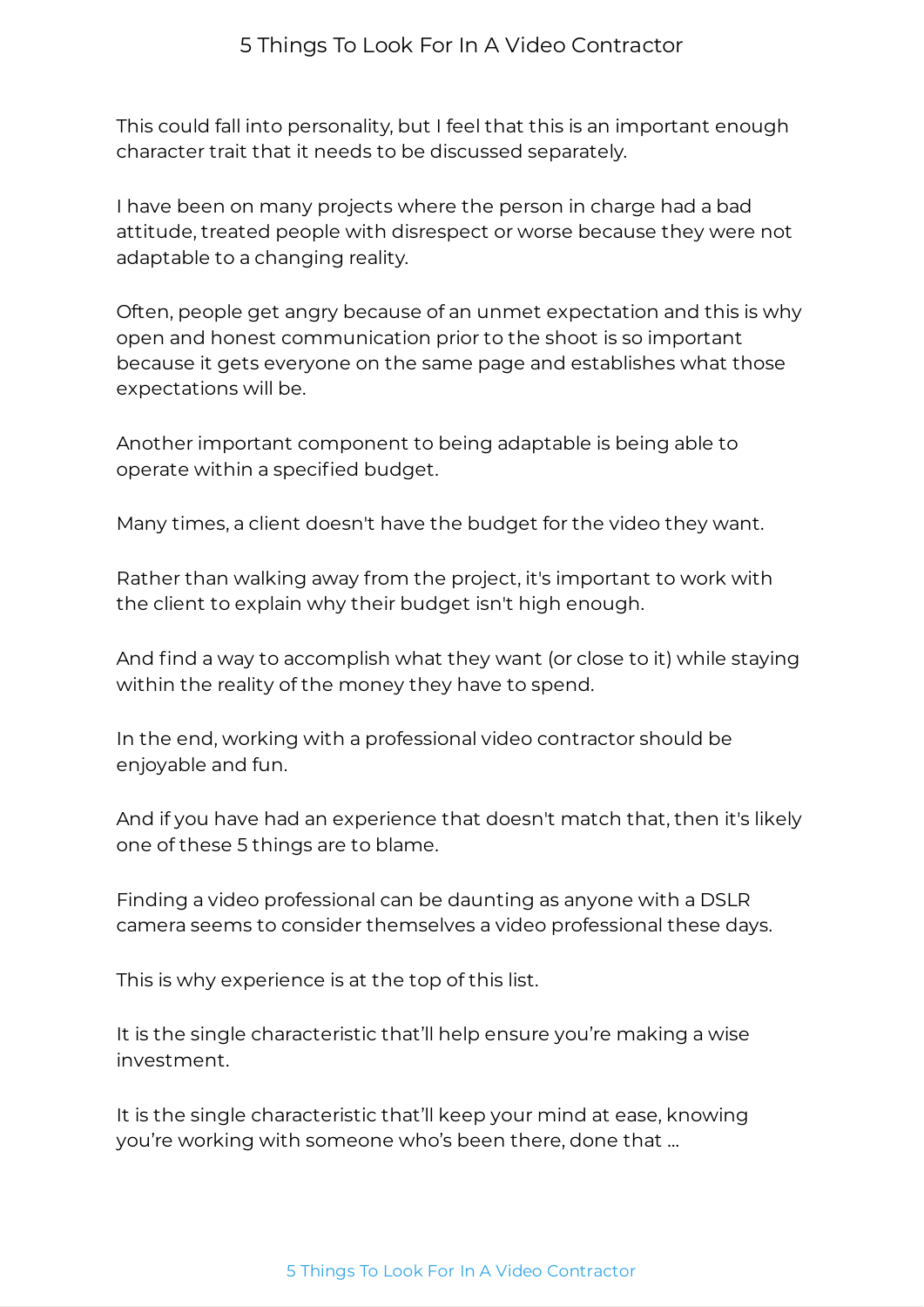This could fall into personality, but I feel that this is an important enough character trait that it needs to be discussed separately.

I have been on many projects where the person in charge had a bad attitude, treated people with disrespect or worse because they were not adaptable to a changing reality.

Often, people get angry because of an unmet expectation and this is why open and honest communication prior to the shoot is so important because it gets everyone on the same page and establishes what those expectations will be.

Another important component to being adaptable is being able to operate within a specified budget.

Many times, a client doesn't have the budget for the video they want.

Rather than walking away from the project, it's important to work with the client to explain why their budget isn't high enough.

And find a way to accomplish what they want (or close to it) while staying within the reality of the money they have to spend.

In the end, working with a professional video contractor should be enjoyable and fun.

And if you have had an experience that doesn't match that, then it's likely one of these 5 things are to blame.

Finding a video professional can be daunting as anyone with a DSLR camera seems to consider themselves a video professional these days.

This is why experience is at the top of this list.

It is the single characteristic that'll help ensure you're making a wise investment.

It is the single characteristic that'll keep your mind at ease, knowing you're working with someone who's been there, done that ...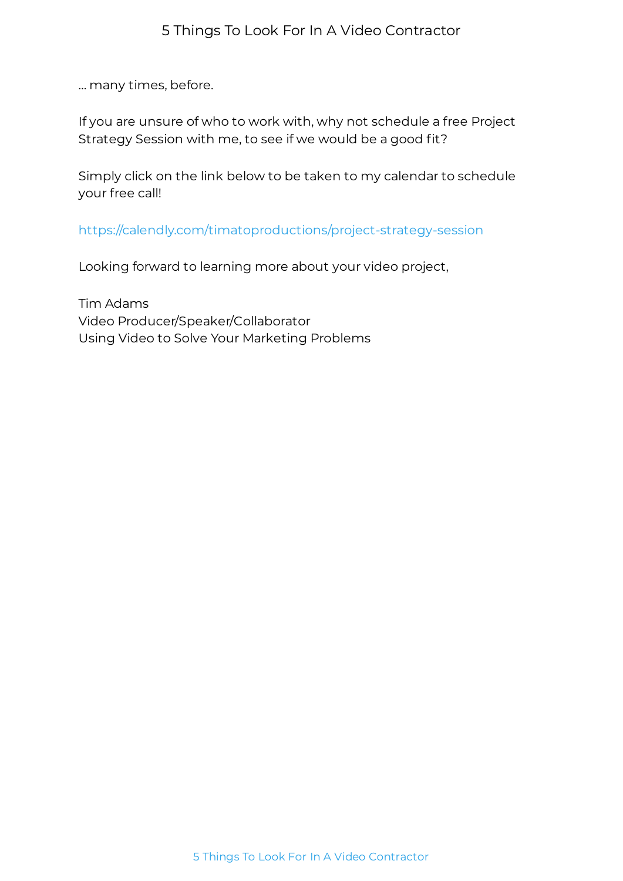... many times, before.

If you are unsure of who to work with, why not schedule a free Project Strategy Session with me, to see if we would be a good fit?

Simply click on the link below to be taken to my calendar to schedule your free call!

https://calendly.com/timatoproductions/project-strategy-session

Looking forward to learning more about your video project,

Tim Adams  
Video Producer/Speaker/Collaborator  
Using Video to Solve Your Marketing Problems